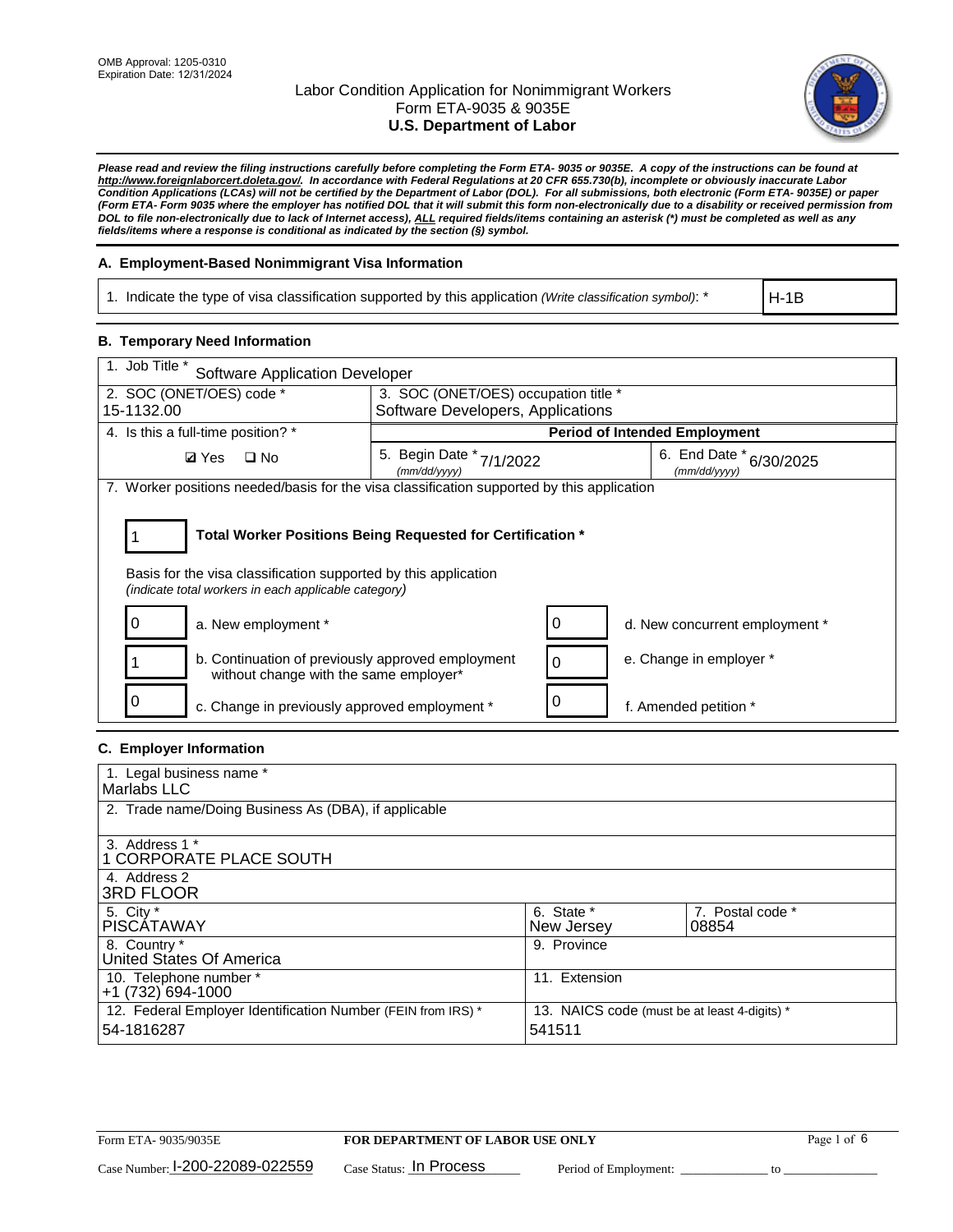OMB Approval: 1205-0310
Expiration Date: 12/31/2024

# Labor Condition Application for Nonimmigrant Workers
## Form ETA-9035 & 9035E
## U.S. Department of Labor

***Please read and review the filing instructions carefully before completing the Form ETA- 9035 or 9035E. A copy of the instructions can be found at http://www.foreignlaborcert.doleta.gov/. In accordance with Federal Regulations at 20 CFR 655.730(b), incomplete or obviously inaccurate Labor Condition Applications (LCAs) will not be certified by the Department of Labor (DOL). For all submissions, both electronic (Form ETA- 9035E) or paper (Form ETA- Form 9035 where the employer has notified DOL that it will submit this form non-electronically due to a disability or received permission from DOL to file non-electronically due to lack of Internet access), ALL required fields/items containing an asterisk (*) must be completed as well as any fields/items where a response is conditional as indicated by the section (§) symbol.***

### A. Employment-Based Nonimmigrant Visa Information

| | |
|---|---|
| 1. Indicate the type of visa classification supported by this application *(Write classification symbol)*: * | H-1B |

### B. Temporary Need Information

| | | |
|---|---|---|
| 1. Job Title * Software Application Developer | | |
| 2. SOC (ONET/OES) code * 15-1132.00 | 3. SOC (ONET/OES) occupation title * Software Developers, Applications | |
| 4. Is this a full-time position? * | **Period of Intended Employment** | |
| ☑ Yes ☐ No | 5. Begin Date * *(mm/dd/yyyy)* 7/1/2022 | 6. End Date * *(mm/dd/yyyy)* 6/30/2025 |

7. Worker positions needed/basis for the visa classification supported by this application

| | |
|---|---|
| 1 | **Total Worker Positions Being Requested for Certification *** |

Basis for the visa classification supported by this application
*(indicate total workers in each applicable category)*

| | | | |
|---|---|---|---|
| 0 | a. New employment * | 0 | d. New concurrent employment * |
| 1 | b. Continuation of previously approved employment without change with the same employer* | 0 | e. Change in employer * |
| 0 | c. Change in previously approved employment * | 0 | f. Amended petition * |

### C. Employer Information

| | | |
|---|---|---|
| 1. Legal business name * Marlabs LLC | | |
| 2. Trade name/Doing Business As (DBA), if applicable | | |
| 3. Address 1 * 1 CORPORATE PLACE SOUTH | | |
| 4. Address 2 3RD FLOOR | | |
| 5. City * PISCATAWAY | 6. State * New Jersey | 7. Postal code * 08854 |
| 8. Country * United States Of America | 9. Province | |
| 10. Telephone number * +1 (732) 694-1000 | 11. Extension | |
| 12. Federal Employer Identification Number (FEIN from IRS) * 54-1816287 | 13. NAICS code (must be at least 4-digits) * 541511 | |

Form ETA- 9035/9035E **FOR DEPARTMENT OF LABOR USE ONLY**

Case Number: I-200-22089-022559 Case Status: In Process Period of Employment: _____________ to _____________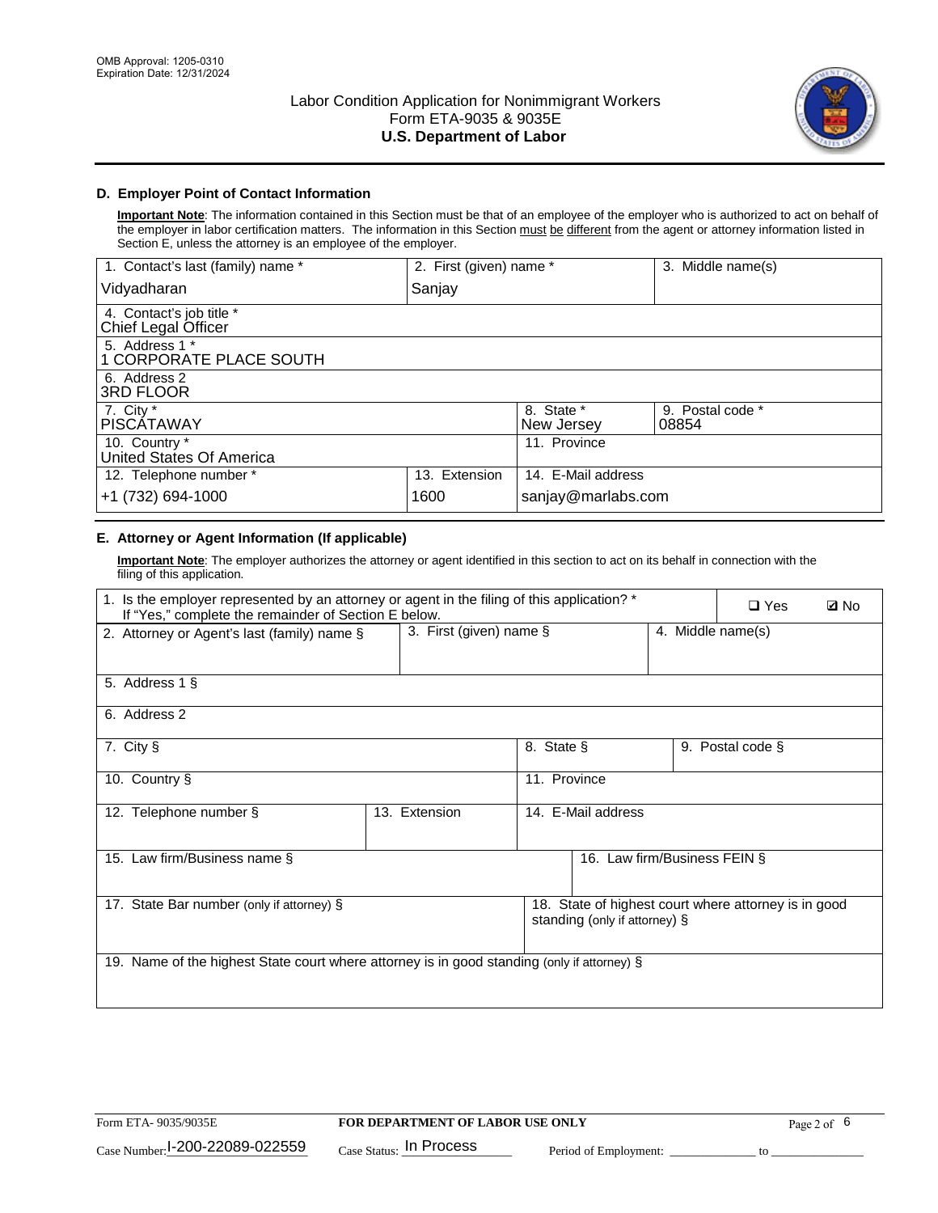## D. Employer Point of Contact Information

**Important Note**: The information contained in this Section must be that of an employee of the employer who is authorized to act on behalf of the employer in labor certification matters. The information in this Section must be different from the agent or attorney information listed in Section E, unless the attorney is an employee of the employer.

| | | |
|---|---|---|
| 1. Contact's last (family) name * <br> Vidyadharan | 2. First (given) name * <br> Sanjay | 3. Middle name(s) |
| 4. Contact's job title * <br> Chief Legal Officer | | |
| 5. Address 1 * <br> 1 CORPORATE PLACE SOUTH | | |
| 6. Address 2 <br> 3RD FLOOR | | |
| 7. City * <br> PISCATAWAY | 8. State * <br> New Jersey | 9. Postal code * <br> 08854 |
| 10. Country * <br> United States Of America | 11. Province | |
| 12. Telephone number * <br> +1 (732) 694-1000 | 13. Extension <br> 1600 | 14. E-Mail address <br> sanjay@marlabs.com |

## E. Attorney or Agent Information (If applicable)

**Important Note**: The employer authorizes the attorney or agent identified in this section to act on its behalf in connection with the filing of this application.

| | | |
|---|---|---|
| 1. Is the employer represented by an attorney or agent in the filing of this application? * If "Yes," complete the remainder of Section E below. | ❑ Yes | ☑ No |
| 2. Attorney or Agent's last (family) name § | 3. First (given) name § | 4. Middle name(s) |
| 5. Address 1 § | | |
| 6. Address 2 | | |
| 7. City § | 8. State § | 9. Postal code § |
| 10. Country § | 11. Province | |
| 12. Telephone number § | 13. Extension | 14. E-Mail address |
| 15. Law firm/Business name § | 16. Law firm/Business FEIN § | |
| 17. State Bar number (only if attorney) § | 18. State of highest court where attorney is in good standing (only if attorney) § | |
| 19. Name of the highest State court where attorney is in good standing (only if attorney) § | | |

Form ETA- 9035/9035E | FOR DEPARTMENT OF LABOR USE ONLY

Case Number: I-200-22089-022559 Case Status: In Process Period of Employment: _____________ to _____________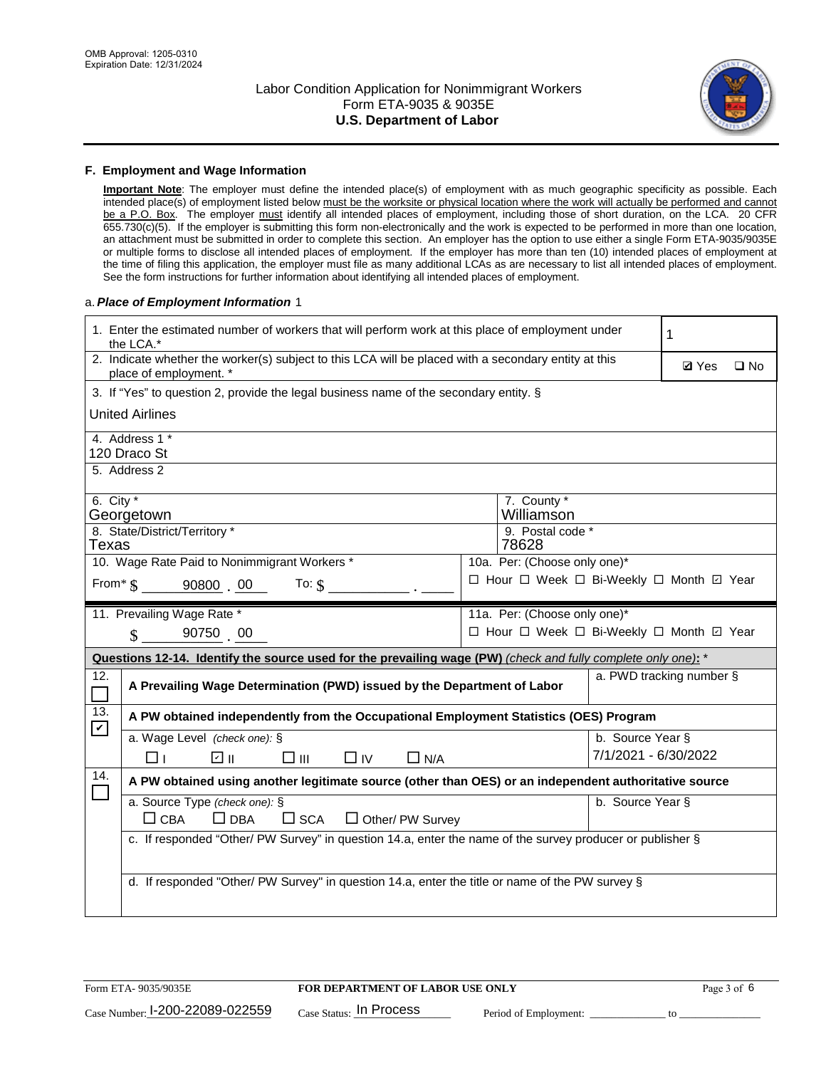OMB Approval: 1205-0310
Expiration Date: 12/31/2024

# Labor Condition Application for Nonimmigrant Workers
## Form ETA-9035 & 9035E
## U.S. Department of Labor

### F. Employment and Wage Information

**Important Note**: The employer must define the intended place(s) of employment with as much geographic specificity as possible. Each intended place(s) of employment listed below must be the worksite or physical location where the work will actually be performed and cannot be a P.O. Box. The employer must identify all intended places of employment, including those of short duration, on the LCA. 20 CFR 655.730(c)(5). If the employer is submitting this form non-electronically and the work is expected to be performed in more than one location, an attachment must be submitted in order to complete this section. An employer has the option to use either a single Form ETA-9035/9035E or multiple forms to disclose all intended places of employment. If the employer has more than ten (10) intended places of employment at the time of filing this application, the employer must file as many additional LCAs as are necessary to list all intended places of employment. See the form instructions for further information about identifying all intended places of employment.

a. *Place of Employment Information* 1

| | |
|---|---|
| 1. Enter the estimated number of workers that will perform work at this place of employment under the LCA.* | 1 |
| 2. Indicate whether the worker(s) subject to this LCA will be placed with a secondary entity at this place of employment. * | ☑ Yes ☐ No |
| 3. If "Yes" to question 2, provide the legal business name of the secondary entity. § United Airlines | |
| 4. Address 1 * 120 Draco St | |
| 5. Address 2 | |
| 6. City * Georgetown | 7. County * Williamson |
| 8. State/District/Territory * Texas | 9. Postal code * 78628 |
| 10. Wage Rate Paid to Nonimmigrant Workers * From* $ 90800 . 00 To: $ \_\_\_ . \_\_\_ | 10a. Per: (Choose only one)* ☐ Hour ☐ Week ☐ Bi-Weekly ☐ Month ☑ Year |
| 11. Prevailing Wage Rate * $ 90750 . 00 | 11a. Per: (Choose only one)* ☐ Hour ☐ Week ☐ Bi-Weekly ☐ Month ☑ Year |

**Questions 12-14. Identify the source used for the prevailing wage (PW)** *(check and fully complete only one)*: *

| | | |
|---|---|---|
| 12. ☐ | A Prevailing Wage Determination (PWD) issued by the Department of Labor | a. PWD tracking number § |
| 13. ☑ | A PW obtained independently from the Occupational Employment Statistics (OES) Program | |
| | a. Wage Level *(check one)*: § ☐ I ☑ II ☐ III ☐ IV ☐ N/A | b. Source Year § 7/1/2021 - 6/30/2022 |
| 14. ☐ | A PW obtained using another legitimate source (other than OES) or an independent authoritative source | |
| | a. Source Type *(check one)*: § ☐ CBA ☐ DBA ☐ SCA ☐ Other/ PW Survey | b. Source Year § |
| | c. If responded "Other/ PW Survey" in question 14.a, enter the name of the survey producer or publisher § | |
| | d. If responded "Other/ PW Survey" in question 14.a, enter the title or name of the PW survey § | |

Form ETA- 9035/9035E | FOR DEPARTMENT OF LABOR USE ONLY
Case Number: I-200-22089-022559 | Case Status: In Process | Period of Employment: \_\_\_\_\_ to \_\_\_\_\_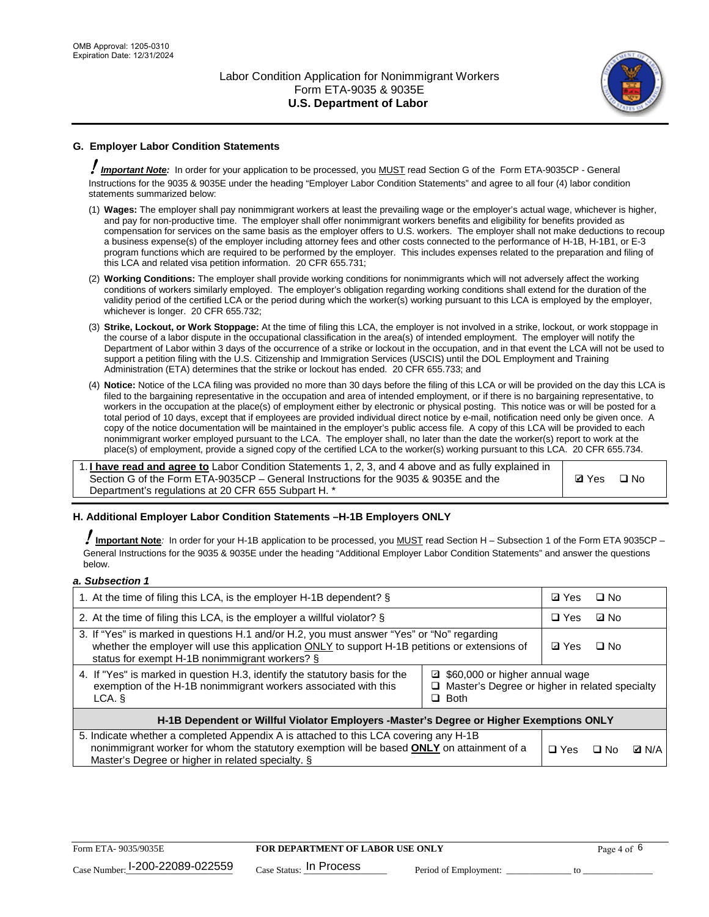## G. Employer Labor Condition Statements

! ***Important Note:*** In order for your application to be processed, you MUST read Section G of the Form ETA-9035CP - General Instructions for the 9035 & 9035E under the heading "Employer Labor Condition Statements" and agree to all four (4) labor condition statements summarized below:

(1) **Wages:** The employer shall pay nonimmigrant workers at least the prevailing wage or the employer's actual wage, whichever is higher, and pay for non-productive time. The employer shall offer nonimmigrant workers benefits and eligibility for benefits provided as compensation for services on the same basis as the employer offers to U.S. workers. The employer shall not make deductions to recoup a business expense(s) of the employer including attorney fees and other costs connected to the performance of H-1B, H-1B1, or E-3 program functions which are required to be performed by the employer. This includes expenses related to the preparation and filing of this LCA and related visa petition information. 20 CFR 655.731;

(2) **Working Conditions:** The employer shall provide working conditions for nonimmigrants which will not adversely affect the working conditions of workers similarly employed. The employer's obligation regarding working conditions shall extend for the duration of the validity period of the certified LCA or the period during which the worker(s) working pursuant to this LCA is employed by the employer, whichever is longer. 20 CFR 655.732;

(3) **Strike, Lockout, or Work Stoppage:** At the time of filing this LCA, the employer is not involved in a strike, lockout, or work stoppage in the course of a labor dispute in the occupational classification in the area(s) of intended employment. The employer will notify the Department of Labor within 3 days of the occurrence of a strike or lockout in the occupation, and in that event the LCA will not be used to support a petition filing with the U.S. Citizenship and Immigration Services (USCIS) until the DOL Employment and Training Administration (ETA) determines that the strike or lockout has ended. 20 CFR 655.733; and

(4) **Notice:** Notice of the LCA filing was provided no more than 30 days before the filing of this LCA or will be provided on the day this LCA is filed to the bargaining representative in the occupation and area of intended employment, or if there is no bargaining representative, to workers in the occupation at the place(s) of employment either by electronic or physical posting. This notice was or will be posted for a total period of 10 days, except that if employees are provided individual direct notice by e-mail, notification need only be given once. A copy of the notice documentation will be maintained in the employer's public access file. A copy of this LCA will be provided to each nonimmigrant worker employed pursuant to the LCA. The employer shall, no later than the date the worker(s) report to work at the place(s) of employment, provide a signed copy of the certified LCA to the worker(s) working pursuant to this LCA. 20 CFR 655.734.

| | |
|---|---|
| 1. **I have read and agree to** Labor Condition Statements 1, 2, 3, and 4 above and as fully explained in Section G of the Form ETA-9035CP – General Instructions for the 9035 & 9035E and the Department's regulations at 20 CFR 655 Subpart H. * | ☑ Yes ☐ No |

## H. Additional Employer Labor Condition Statements –H-1B Employers ONLY

! **Important Note**: In order for your H-1B application to be processed, you MUST read Section H – Subsection 1 of the Form ETA 9035CP – General Instructions for the 9035 & 9035E under the heading "Additional Employer Labor Condition Statements" and answer the questions below.

***a. Subsection 1***

| | |
|---|---|
| 1. At the time of filing this LCA, is the employer H-1B dependent? § | ☑ Yes ☐ No |
| 2. At the time of filing this LCA, is the employer a willful violator? § | ☐ Yes ☑ No |
| 3. If "Yes" is marked in questions H.1 and/or H.2, you must answer "Yes" or "No" regarding whether the employer will use this application ONLY to support H-1B petitions or extensions of status for exempt H-1B nonimmigrant workers? § | ☑ Yes ☐ No |
| 4. If "Yes" is marked in question H.3, identify the statutory basis for the exemption of the H-1B nonimmigrant workers associated with this LCA. § | ☑ $60,000 or higher annual wage ☐ Master's Degree or higher in related specialty ☐ Both |
| **H-1B Dependent or Willful Violator Employers -Master's Degree or Higher Exemptions ONLY** | |
| 5. Indicate whether a completed Appendix A is attached to this LCA covering any H-1B nonimmigrant worker for whom the statutory exemption will be based **ONLY** on attainment of a Master's Degree or higher in related specialty. § | ☐ Yes ☐ No ☑ N/A |

Form ETA- 9035/9035E — FOR DEPARTMENT OF LABOR USE ONLY

Case Number: I-200-22089-022559 Case Status: In Process Period of Employment: ______ to ______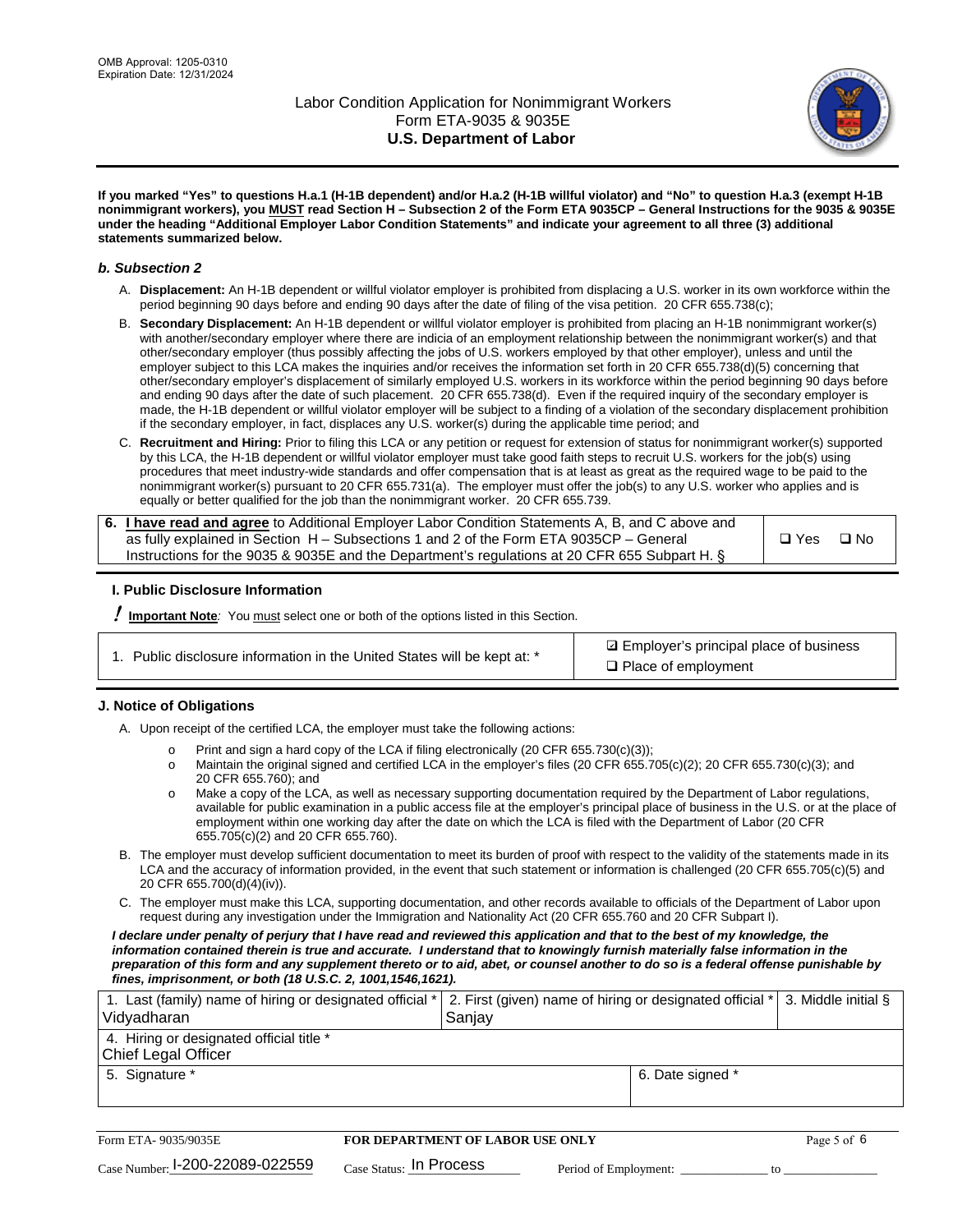**If you marked "Yes" to questions H.a.1 (H-1B dependent) and/or H.a.2 (H-1B willful violator) and "No" to question H.a.3 (exempt H-1B nonimmigrant workers), you MUST read Section H – Subsection 2 of the Form ETA 9035CP – General Instructions for the 9035 & 9035E under the heading "Additional Employer Labor Condition Statements" and indicate your agreement to all three (3) additional statements summarized below.**

### *b. Subsection 2*

A. **Displacement:** An H-1B dependent or willful violator employer is prohibited from displacing a U.S. worker in its own workforce within the period beginning 90 days before and ending 90 days after the date of filing of the visa petition. 20 CFR 655.738(c);

B. **Secondary Displacement:** An H-1B dependent or willful violator employer is prohibited from placing an H-1B nonimmigrant worker(s) with another/secondary employer where there are indicia of an employment relationship between the nonimmigrant worker(s) and that other/secondary employer (thus possibly affecting the jobs of U.S. workers employed by that other employer), unless and until the employer subject to this LCA makes the inquiries and/or receives the information set forth in 20 CFR 655.738(d)(5) concerning that other/secondary employer's displacement of similarly employed U.S. workers in its workforce within the period beginning 90 days before and ending 90 days after the date of such placement. 20 CFR 655.738(d). Even if the required inquiry of the secondary employer is made, the H-1B dependent or willful violator employer will be subject to a finding of a violation of the secondary displacement prohibition if the secondary employer, in fact, displaces any U.S. worker(s) during the applicable time period; and

C. **Recruitment and Hiring:** Prior to filing this LCA or any petition or request for extension of status for nonimmigrant worker(s) supported by this LCA, the H-1B dependent or willful violator employer must take good faith steps to recruit U.S. workers for the job(s) using procedures that meet industry-wide standards and offer compensation that is at least as great as the required wage to be paid to the nonimmigrant worker(s) pursuant to 20 CFR 655.731(a). The employer must offer the job(s) to any U.S. worker who applies and is equally or better qualified for the job than the nonimmigrant worker. 20 CFR 655.739.

| | |
|---|---|
| **6. I have read and agree** to Additional Employer Labor Condition Statements A, B, and C above and as fully explained in Section H – Subsections 1 and 2 of the Form ETA 9035CP – General Instructions for the 9035 & 9035E and the Department's regulations at 20 CFR 655 Subpart H. § | ❑ Yes ❑ No |

## I. Public Disclosure Information

**! Important Note***:* You must select one or both of the options listed in this Section.

| | |
|---|---|
| 1. Public disclosure information in the United States will be kept at: * | ☑ Employer's principal place of business<br>❑ Place of employment |

## J. Notice of Obligations

A. Upon receipt of the certified LCA, the employer must take the following actions:

- o Print and sign a hard copy of the LCA if filing electronically (20 CFR 655.730(c)(3));
- o Maintain the original signed and certified LCA in the employer's files (20 CFR 655.705(c)(2); 20 CFR 655.730(c)(3); and 20 CFR 655.760); and
- o Make a copy of the LCA, as well as necessary supporting documentation required by the Department of Labor regulations, available for public examination in a public access file at the employer's principal place of business in the U.S. or at the place of employment within one working day after the date on which the LCA is filed with the Department of Labor (20 CFR 655.705(c)(2) and 20 CFR 655.760).

B. The employer must develop sufficient documentation to meet its burden of proof with respect to the validity of the statements made in its LCA and the accuracy of information provided, in the event that such statement or information is challenged (20 CFR 655.705(c)(5) and 20 CFR 655.700(d)(4)(iv)).

C. The employer must make this LCA, supporting documentation, and other records available to officials of the Department of Labor upon request during any investigation under the Immigration and Nationality Act (20 CFR 655.760 and 20 CFR Subpart I).

***I declare under penalty of perjury that I have read and reviewed this application and that to the best of my knowledge, the information contained therein is true and accurate. I understand that to knowingly furnish materially false information in the preparation of this form and any supplement thereto or to aid, abet, or counsel another to do so is a federal offense punishable by fines, imprisonment, or both (18 U.S.C. 2, 1001,1546,1621).***

| | | |
|---|---|---|
| 1. Last (family) name of hiring or designated official *<br>Vidyadharan | 2. First (given) name of hiring or designated official *<br>Sanjay | 3. Middle initial § |
| 4. Hiring or designated official title *<br>Chief Legal Officer | | |
| 5. Signature * | 6. Date signed * | |

| | | |
|---|---|---|
| Form ETA- 9035/9035E | **FOR DEPARTMENT OF LABOR USE ONLY** | |
| Case Number: I-200-22089-022559 | Case Status: In Process | Period of Employment: _____________ to _____________ |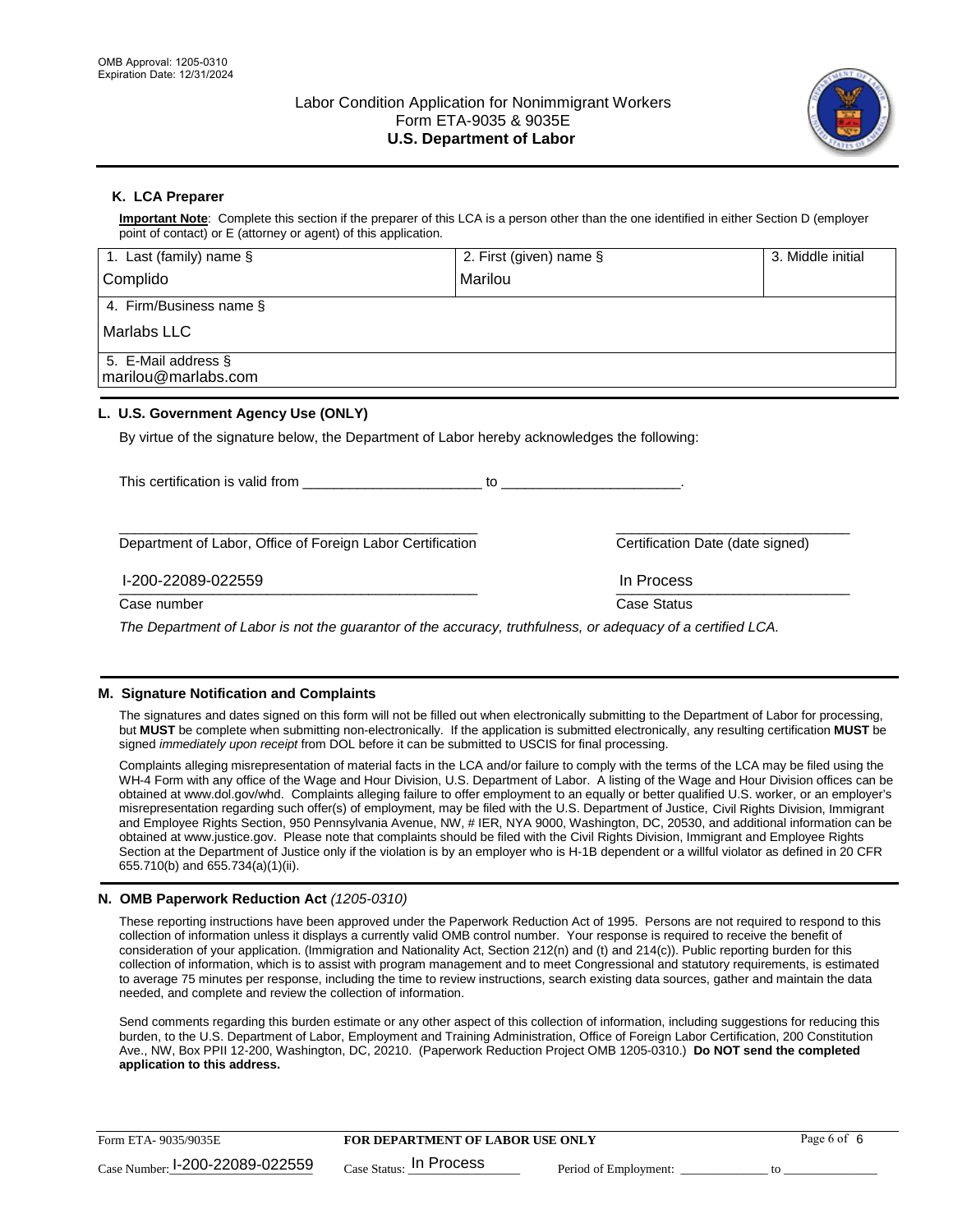OMB Approval: 1205-0310
Expiration Date: 12/31/2024

# Labor Condition Application for Nonimmigrant Workers
## Form ETA-9035 & 9035E
## U.S. Department of Labor

### K. LCA Preparer

**Important Note**: Complete this section if the preparer of this LCA is a person other than the one identified in either Section D (employer point of contact) or E (attorney or agent) of this application.

| 1. Last (family) name § | 2. First (given) name § | 3. Middle initial |
|---|---|---|
| Complido | Marilou | |
| 4. Firm/Business name § | | |
| Marlabs LLC | | |
| 5. E-Mail address § | | |
| marilou@marlabs.com | | |

### L. U.S. Government Agency Use (ONLY)

By virtue of the signature below, the Department of Labor hereby acknowledges the following:

This certification is valid from ______________________ to ______________________.

______________________________________________ Department of Labor, Office of Foreign Labor Certification

______________________________ Certification Date (date signed)

I-200-22089-022559
Case number

In Process
Case Status

*The Department of Labor is not the guarantor of the accuracy, truthfulness, or adequacy of a certified LCA.*

### M. Signature Notification and Complaints

The signatures and dates signed on this form will not be filled out when electronically submitting to the Department of Labor for processing, but **MUST** be complete when submitting non-electronically. If the application is submitted electronically, any resulting certification **MUST** be signed *immediately upon receipt* from DOL before it can be submitted to USCIS for final processing.

Complaints alleging misrepresentation of material facts in the LCA and/or failure to comply with the terms of the LCA may be filed using the WH-4 Form with any office of the Wage and Hour Division, U.S. Department of Labor. A listing of the Wage and Hour Division offices can be obtained at www.dol.gov/whd. Complaints alleging failure to offer employment to an equally or better qualified U.S. worker, or an employer's misrepresentation regarding such offer(s) of employment, may be filed with the U.S. Department of Justice, Civil Rights Division, Immigrant and Employee Rights Section, 950 Pennsylvania Avenue, NW, # IER, NYA 9000, Washington, DC, 20530, and additional information can be obtained at www.justice.gov. Please note that complaints should be filed with the Civil Rights Division, Immigrant and Employee Rights Section at the Department of Justice only if the violation is by an employer who is H-1B dependent or a willful violator as defined in 20 CFR 655.710(b) and 655.734(a)(1)(ii).

### N. OMB Paperwork Reduction Act *(1205-0310)*

These reporting instructions have been approved under the Paperwork Reduction Act of 1995. Persons are not required to respond to this collection of information unless it displays a currently valid OMB control number. Your response is required to receive the benefit of consideration of your application. (Immigration and Nationality Act, Section 212(n) and (t) and 214(c)). Public reporting burden for this collection of information, which is to assist with program management and to meet Congressional and statutory requirements, is estimated to average 75 minutes per response, including the time to review instructions, search existing data sources, gather and maintain the data needed, and complete and review the collection of information.

Send comments regarding this burden estimate or any other aspect of this collection of information, including suggestions for reducing this burden, to the U.S. Department of Labor, Employment and Training Administration, Office of Foreign Labor Certification, 200 Constitution Ave., NW, Box PPII 12-200, Washington, DC, 20210. (Paperwork Reduction Project OMB 1205-0310.) **Do NOT send the completed application to this address.**

Form ETA- 9035/9035E — **FOR DEPARTMENT OF LABOR USE ONLY**

Case Number: I-200-22089-022559 Case Status: In Process Period of Employment: ____________ to ______________